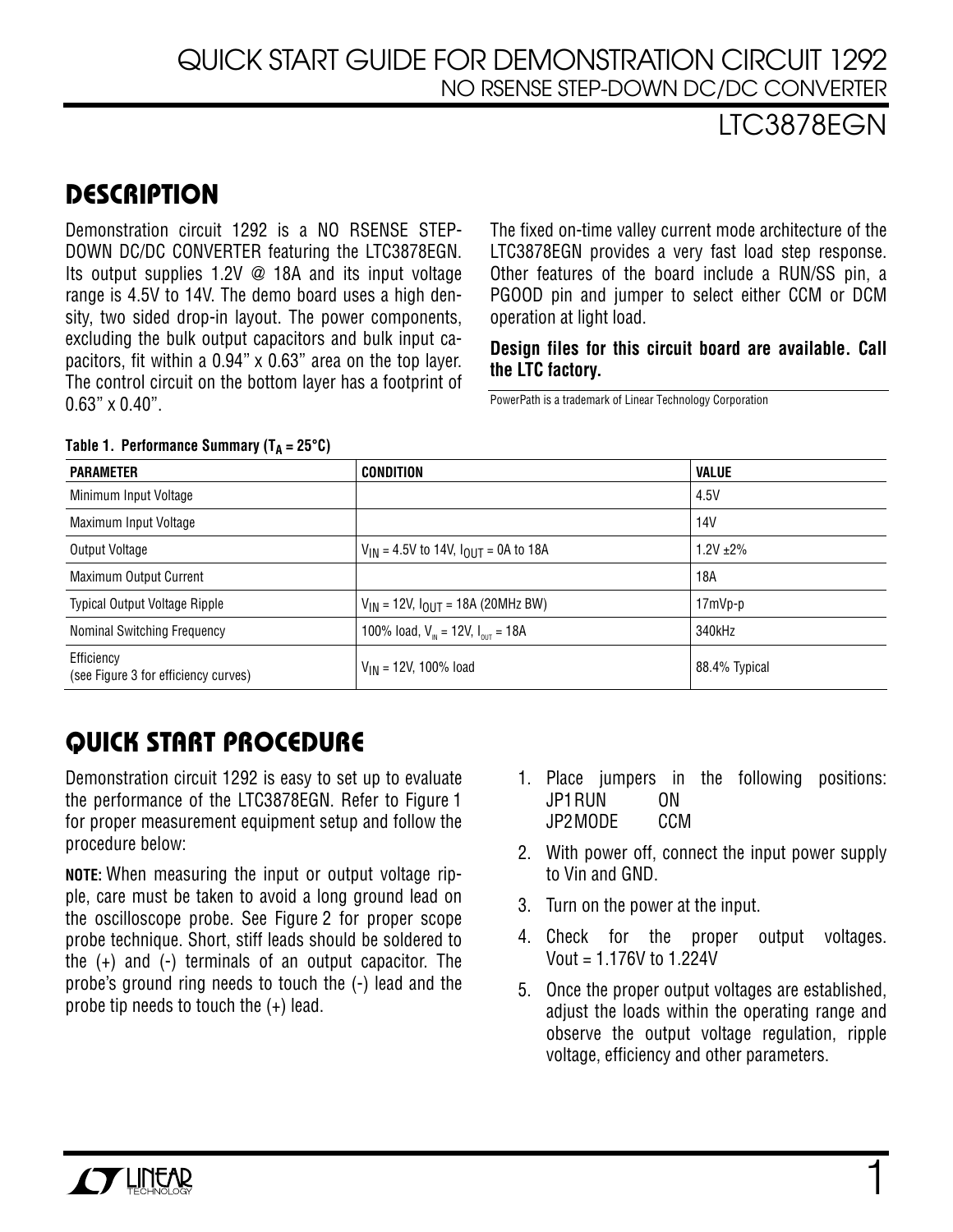# QUICK START GUIDE FOR DEMONSTRATION CIRCUIT 1292
## NO RSENSE STEP-DOWN DC/DC CONVERTER
## LTC3878EGN

## DESCRIPTION

Demonstration circuit 1292 is a NO RSENSE STEP-DOWN DC/DC CONVERTER featuring the LTC3878EGN. Its output supplies 1.2V @ 18A and its input voltage range is 4.5V to 14V. The demo board uses a high density, two sided drop-in layout. The power components, excluding the bulk output capacitors and bulk input capacitors, fit within a 0.94" x 0.63" area on the top layer. The control circuit on the bottom layer has a footprint of 0.63" x 0.40".

The fixed on-time valley current mode architecture of the LTC3878EGN provides a very fast load step response. Other features of the board include a RUN/SS pin, a PGOOD pin and jumper to select either CCM or DCM operation at light load.

**Design files for this circuit board are available. Call the LTC factory.**

PowerPath is a trademark of Linear Technology Corporation

**Table 1. Performance Summary ($T_A$ = 25°C)**

| PARAMETER | CONDITION | VALUE |
|---|---|---|
| Minimum Input Voltage | | 4.5V |
| Maximum Input Voltage | | 14V |
| Output Voltage | $V_{IN}$ = 4.5V to 14V, $I_{OUT}$ = 0A to 18A | 1.2V ±2% |
| Maximum Output Current | | 18A |
| Typical Output Voltage Ripple | $V_{IN}$ = 12V, $I_{OUT}$ = 18A (20MHz BW) | 17mVp-p |
| Nominal Switching Frequency | 100% load, $V_{IN}$ = 12V, $I_{OUT}$ = 18A | 340kHz |
| Efficiency (see Figure 3 for efficiency curves) | $V_{IN}$ = 12V, 100% load | 88.4% Typical |

## QUICK START PROCEDURE

Demonstration circuit 1292 is easy to set up to evaluate the performance of the LTC3878EGN. Refer to Figure 1 for proper measurement equipment setup and follow the procedure below:

**NOTE:** When measuring the input or output voltage ripple, care must be taken to avoid a long ground lead on the oscilloscope probe. See Figure 2 for proper scope probe technique. Short, stiff leads should be soldered to the (+) and (-) terminals of an output capacitor. The probe's ground ring needs to touch the (-) lead and the probe tip needs to touch the (+) lead.

1. Place jumpers in the following positions:
   JP1 RUN ON
   JP2 MODE CCM
2. With power off, connect the input power supply to Vin and GND.
3. Turn on the power at the input.
4. Check for the proper output voltages. Vout = 1.176V to 1.224V
5. Once the proper output voltages are established, adjust the loads within the operating range and observe the output voltage regulation, ripple voltage, efficiency and other parameters.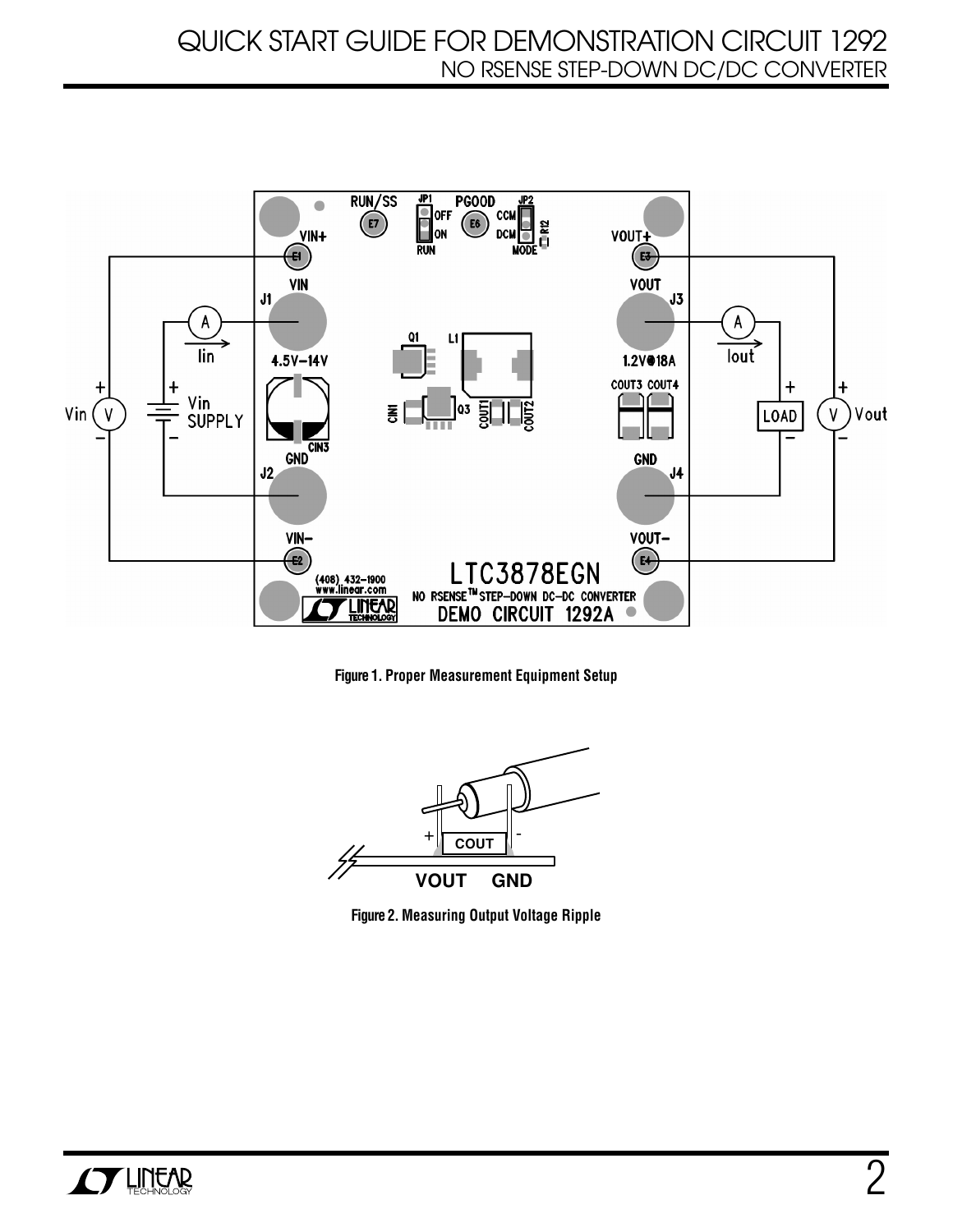Figure 1. Proper Measurement Equipment Setup

Figure 2. Measuring Output Voltage Ripple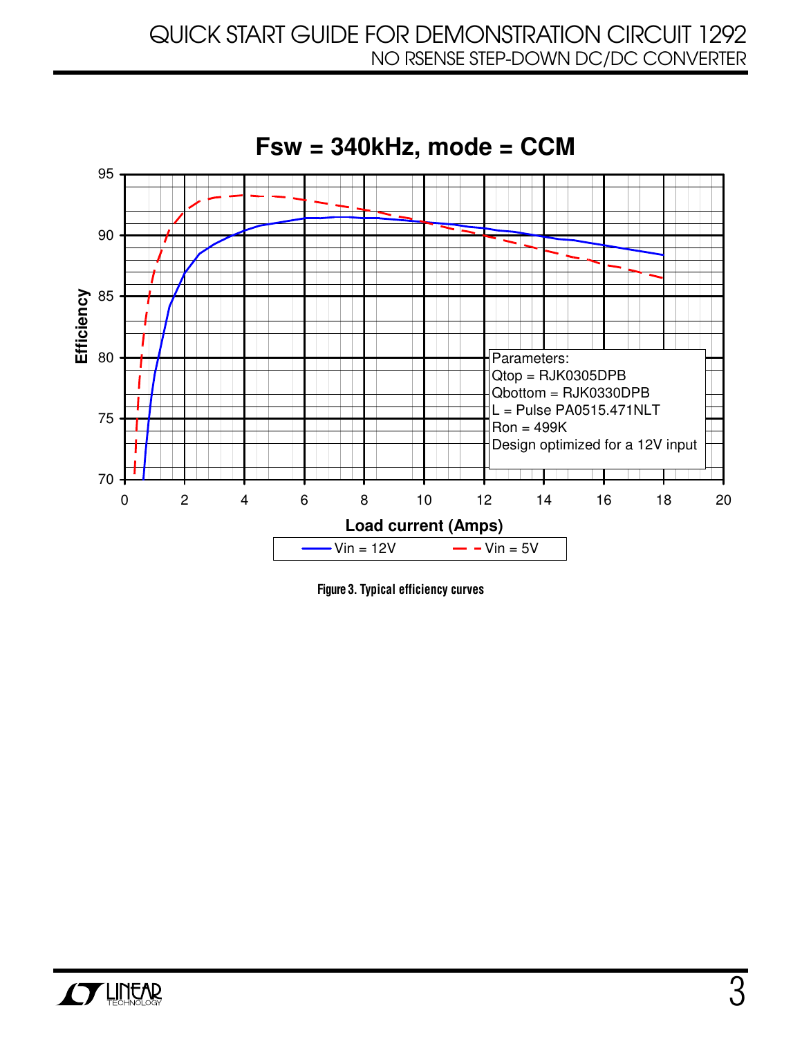**Fsw = 340kHz, mode = CCM**

Parameters:
Qtop = RJK0305DPB
Qbottom = RJK0330DPB
L = Pulse PA0515.471NLT
Ron = 499K
Design optimized for a 12V input

Efficiency vs. Load current (Amps)

Vin = 12V — Vin = 5V

Figure 3. Typical efficiency curves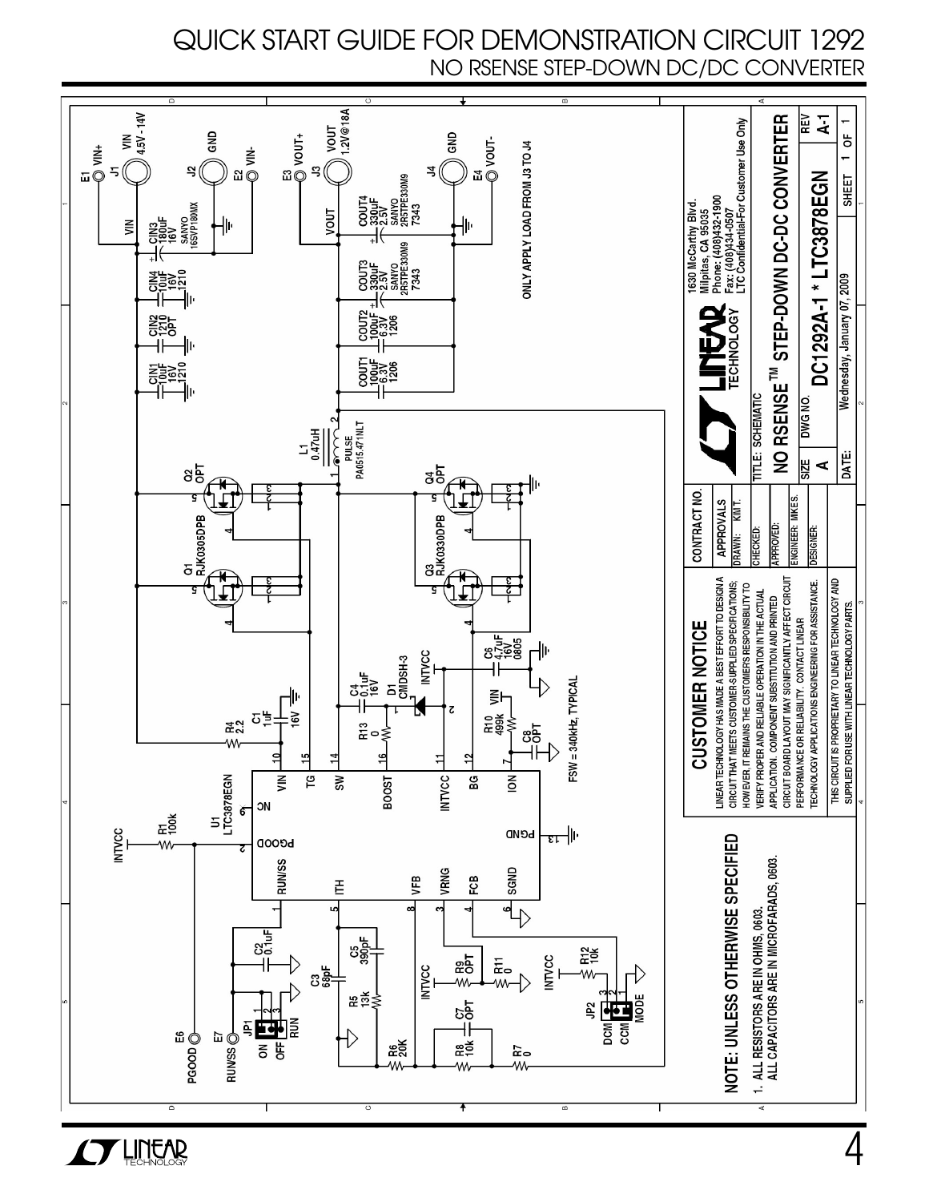NOTE: UNLESS OTHERWISE SPECIFIED

1. ALL RESISTORS ARE IN OHMS, 0603.
   ALL CAPACITORS ARE IN MICROFARADS, 0603.

FSW = 340kHz, TYPICAL

ONLY APPLY LOAD FROM J3 TO J4

E1 VIN+ J1 VIN 4.5V - 14V
J2 GND E2 VIN-
E3 VOUT+ J3 VOUT 1.2V@18A
J4 GND E4 VOUT-

CIN1 10uF 16V 1210
CIN2 1210 OPT
CIN4 10uF 16V 1210
CIN3 180uF 16V SANYO 16SVP180MX

COUT1 100uF 6.3V 1206
COUT2 100uF 6.3V 1206
COUT3 330uF 2.5V SANYO 2R5TPE330M9 7343
COUT4 330uF 2.5V SANYO 2R5TPE330M9 7343

L1 0.47uH PULSE PA0515.471NLT

Q1 RJK0305DPB
Q2 OPT
Q3 RJK0330DPB
Q4 OPT

U1 LTC3878EGN

C1 1uF 16V
R4 2.2
C4 0.1uF 16V
R13 0
D1 CMDSH-3
C6 4.7uF 16V 0805
R10 499k
C8 OPT
R1 100k
C2 0.1uF
C3 68pF
C5 390pF
R5 13k
R6 20K
R9 OPT
R11 0
C7 OPT
R8 10k
R7 0
R12 10k

E6 PGOOD
E7 RUNSS
JP1 ON OFF RUN
JP2 DCM CCM MODE

CUSTOMER NOTICE

LINEAR TECHNOLOGY HAS MADE A BEST EFFORT TO DESIGN A CIRCUIT THAT MEETS CUSTOMER-SUPPLIED SPECIFICATIONS; HOWEVER, IT REMAINS THE CUSTOMERS RESPONSIBILITY TO VERIFY PROPER AND RELIABLE OPERATION IN THE ACTUAL APPLICATION. COMPONENT SUBSTITUTION AND PRINTED CIRCUIT BOARD LAYOUT MAY SIGNIFICANTLY AFFECT CIRCUIT PERFORMANCE OR RELIABILITY. CONTACT LINEAR TECHNOLOGY APPLICATIONS ENGINEERING FOR ASSISTANCE.

THIS CIRCUIT IS PROPRIETARY TO LINEAR TECHNOLOGY AND SUPPLIED FOR USE WITH LINEAR TECHNOLOGY PARTS.

| CONTRACT NO. | |
|---|---|
| APPROVALS | |
| DRAWN: | KIM T. |
| CHECKED: | |
| APPROVED: | |
| ENGINEER: | MIKE S. |
| DESIGNER: | |

1630 McCarthy Blvd.
Milpitas, CA 95035
Phone: (408)432-1900
Fax: (408)434-0507
LTC Confidential-For Customer Use Only

TITLE: SCHEMATIC
NO RSENSE™ STEP-DOWN DC-DC CONVERTER

SIZE: A
DWG NO.: DC1292A-1 * LTC3878EGN
REV: A-1
DATE: Wednesday, January 07, 2009
SHEET 1 OF 1